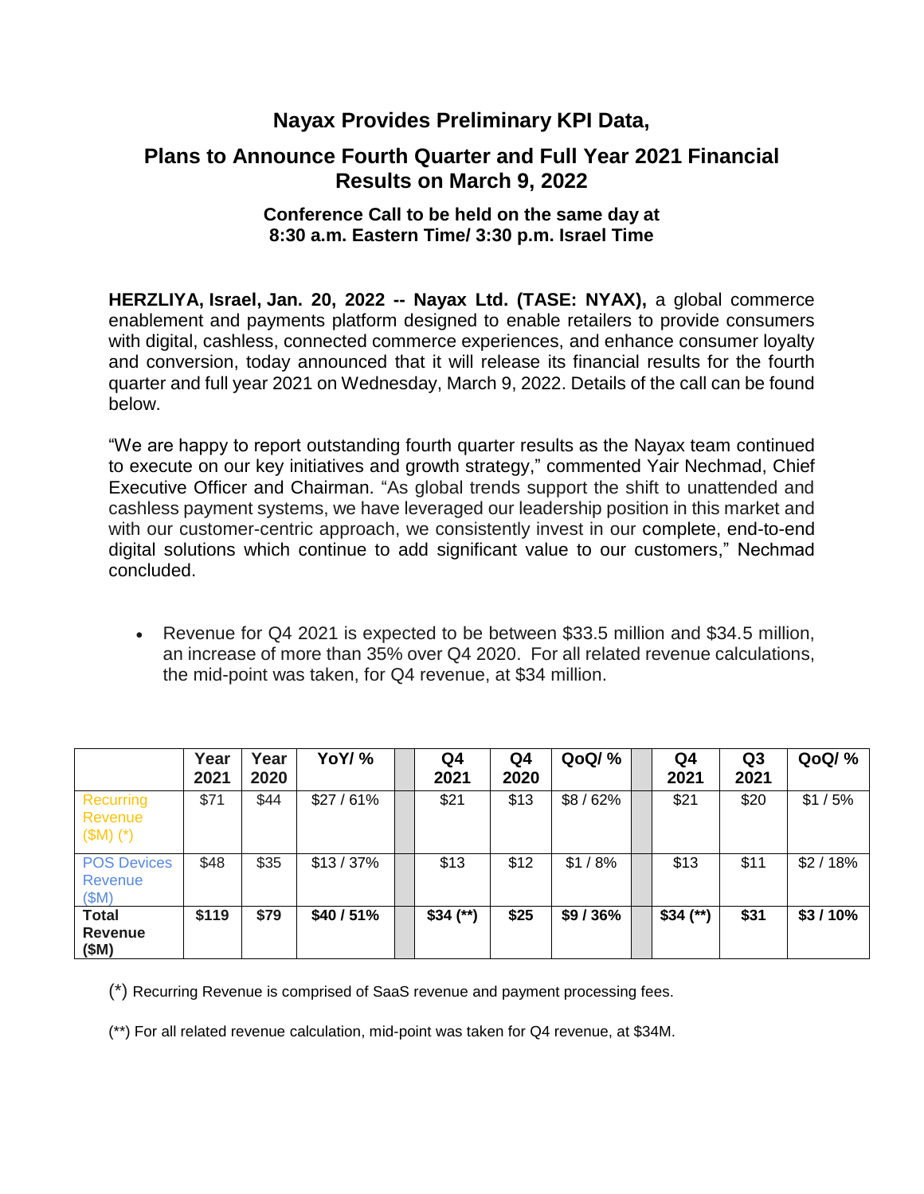# Nayax Provides Preliminary KPI Data,

## Plans to Announce Fourth Quarter and Full Year 2021 Financial Results on March 9, 2022

### Conference Call to be held on the same day at 8:30 a.m. Eastern Time/ 3:30 p.m. Israel Time

**HERZLIYA, Israel, Jan. 20, 2022 -- Nayax Ltd. (TASE: NYAX),** a global commerce enablement and payments platform designed to enable retailers to provide consumers with digital, cashless, connected commerce experiences, and enhance consumer loyalty and conversion, today announced that it will release its financial results for the fourth quarter and full year 2021 on Wednesday, March 9, 2022. Details of the call can be found below.

"We are happy to report outstanding fourth quarter results as the Nayax team continued to execute on our key initiatives and growth strategy," commented Yair Nechmad, Chief Executive Officer and Chairman. "As global trends support the shift to unattended and cashless payment systems, we have leveraged our leadership position in this market and with our customer-centric approach, we consistently invest in our complete, end-to-end digital solutions which continue to add significant value to our customers," Nechmad concluded.

- Revenue for Q4 2021 is expected to be between $33.5 million and $34.5 million, an increase of more than 35% over Q4 2020. For all related revenue calculations, the mid-point was taken, for Q4 revenue, at $34 million.

| | Year 2021 | Year 2020 | YoY/ % | | Q4 2021 | Q4 2020 | QoQ/ % | | Q4 2021 | Q3 2021 | QoQ/ % |
|---|---|---|---|---|---|---|---|---|---|---|---|
| Recurring Revenue ($M) (*) | $71 | $44 | $27 / 61% | | $21 | $13 | $8 / 62% | | $21 | $20 | $1 / 5% |
| POS Devices Revenue ($M) | $48 | $35 | $13 / 37% | | $13 | $12 | $1 / 8% | | $13 | $11 | $2 / 18% |
| **Total Revenue ($M)** | **$119** | **$79** | **$40 / 51%** | | **$34 (**)** | **$25** | **$9 / 36%** | | **$34 (**)** | **$31** | **$3 / 10%** |

(*) Recurring Revenue is comprised of SaaS revenue and payment processing fees.

(**) For all related revenue calculation, mid-point was taken for Q4 revenue, at $34M.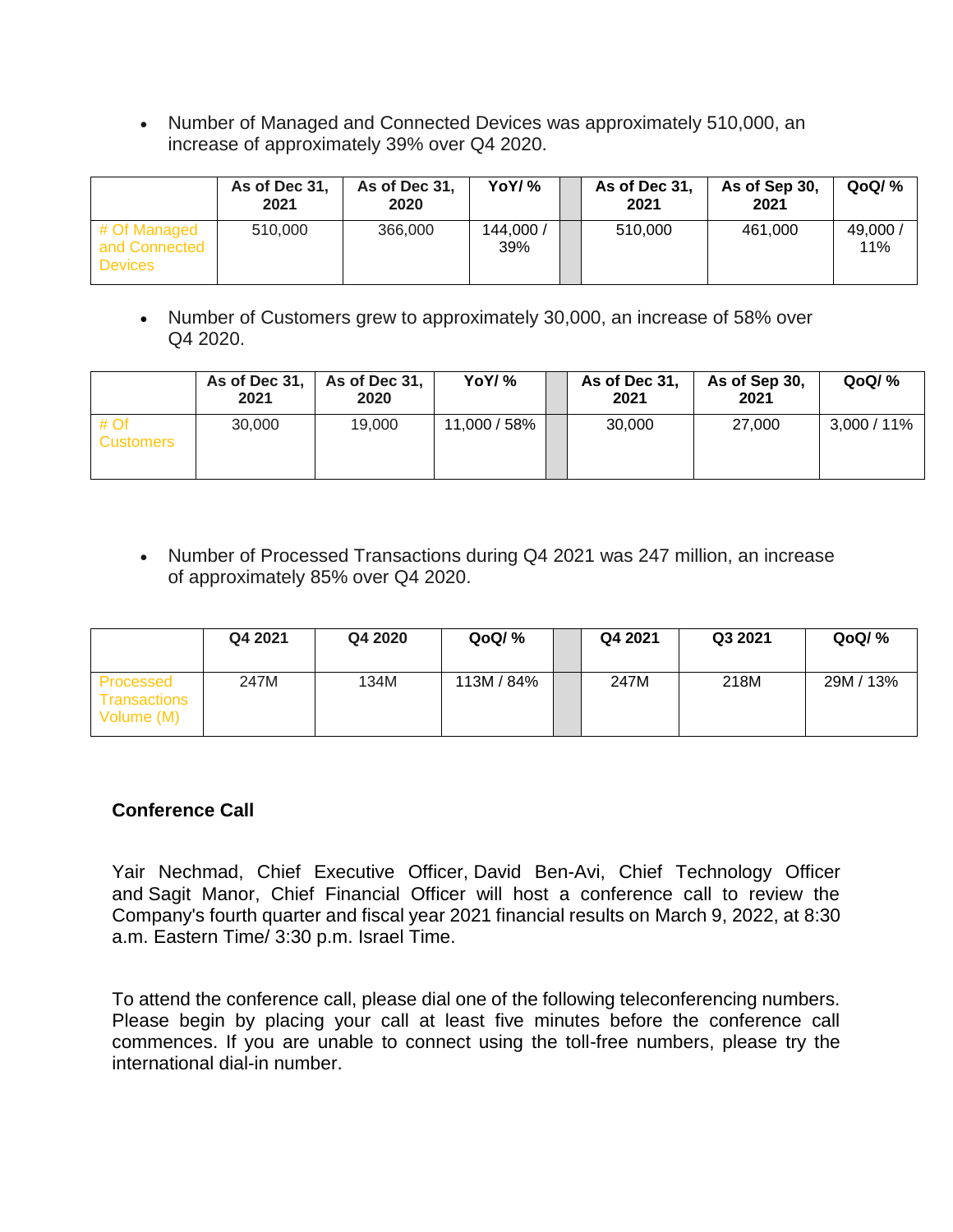- Number of Managed and Connected Devices was approximately 510,000, an increase of approximately 39% over Q4 2020.

| | As of Dec 31, 2021 | As of Dec 31, 2020 | YoY/ % | | As of Dec 31, 2021 | As of Sep 30, 2021 | QoQ/ % |
|---|---|---|---|---|---|---|---|
| # Of Managed and Connected Devices | 510,000 | 366,000 | 144,000 / 39% | | 510,000 | 461,000 | 49,000 / 11% |

- Number of Customers grew to approximately 30,000, an increase of 58% over Q4 2020.

| | As of Dec 31, 2021 | As of Dec 31, 2020 | YoY/ % | | As of Dec 31, 2021 | As of Sep 30, 2021 | QoQ/ % |
|---|---|---|---|---|---|---|---|
| # Of Customers | 30,000 | 19,000 | 11,000 / 58% | | 30,000 | 27,000 | 3,000 / 11% |

- Number of Processed Transactions during Q4 2021 was 247 million, an increase of approximately 85% over Q4 2020.

| | Q4 2021 | Q4 2020 | QoQ/ % | | Q4 2021 | Q3 2021 | QoQ/ % |
|---|---|---|---|---|---|---|---|
| Processed Transactions Volume (M) | 247M | 134M | 113M / 84% | | 247M | 218M | 29M / 13% |

**Conference Call**

Yair Nechmad, Chief Executive Officer, David Ben-Avi, Chief Technology Officer and Sagit Manor, Chief Financial Officer will host a conference call to review the Company's fourth quarter and fiscal year 2021 financial results on March 9, 2022, at 8:30 a.m. Eastern Time/ 3:30 p.m. Israel Time.

To attend the conference call, please dial one of the following teleconferencing numbers. Please begin by placing your call at least five minutes before the conference call commences. If you are unable to connect using the toll-free numbers, please try the international dial-in number.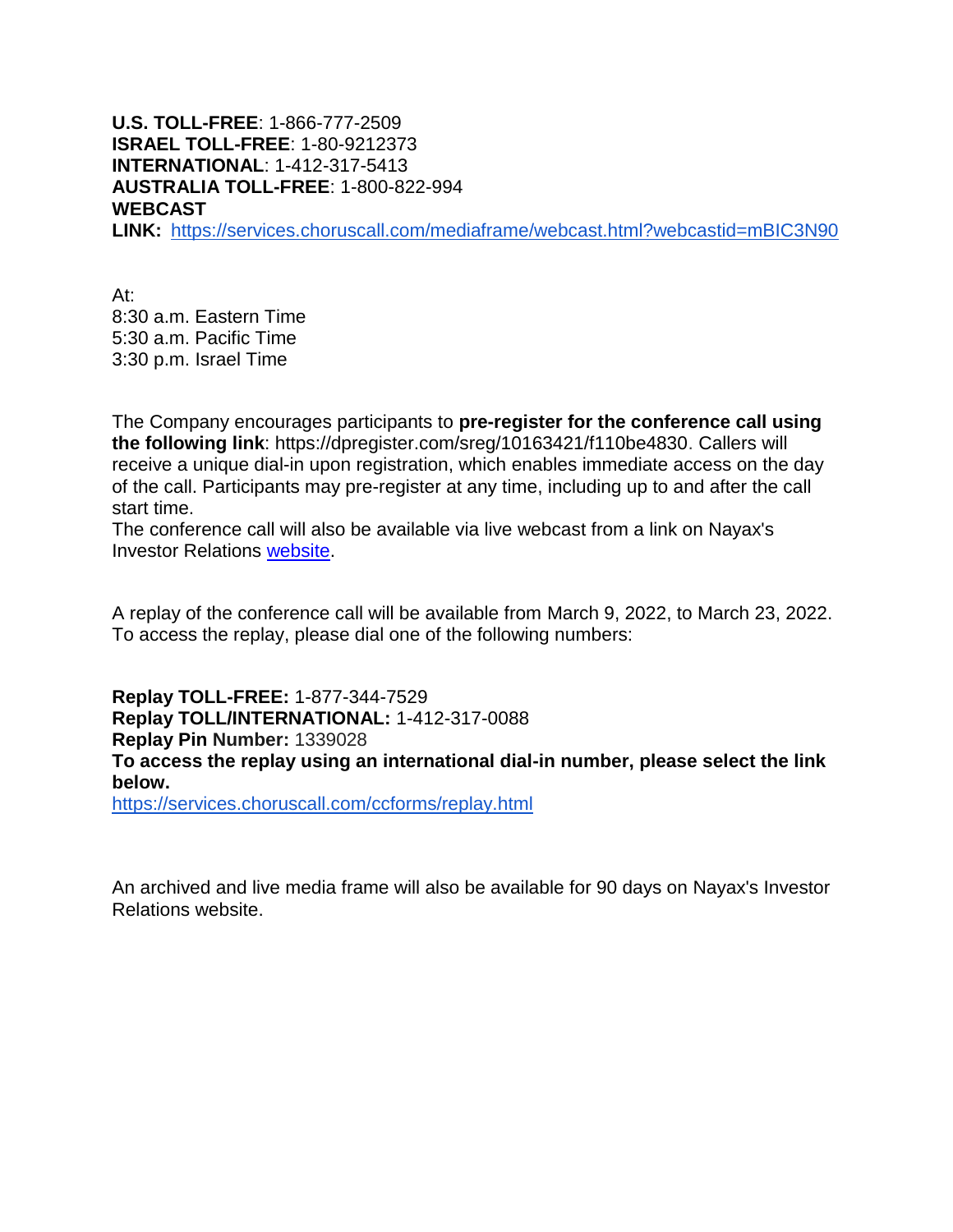**U.S. TOLL-FREE**: 1-866-777-2509
**ISRAEL TOLL-FREE**: 1-80-9212373
**INTERNATIONAL**: 1-412-317-5413
**AUSTRALIA TOLL-FREE**: 1-800-822-994
**WEBCAST LINK:** [https://services.choruscall.com/mediaframe/webcast.html?webcastid=mBIC3N90](https://services.choruscall.com/mediaframe/webcast.html?webcastid=mBIC3N90)

At:
8:30 a.m. Eastern Time
5:30 a.m. Pacific Time
3:30 p.m. Israel Time

The Company encourages participants to **pre-register for the conference call using the following link**: https://dpregister.com/sreg/10163421/f110be4830. Callers will receive a unique dial-in upon registration, which enables immediate access on the day of the call. Participants may pre-register at any time, including up to and after the call start time.
The conference call will also be available via live webcast from a link on Nayax's Investor Relations website.

A replay of the conference call will be available from March 9, 2022, to March 23, 2022. To access the replay, please dial one of the following numbers:

**Replay TOLL-FREE:** 1-877-344-7529
**Replay TOLL/INTERNATIONAL:** 1-412-317-0088
**Replay Pin Number:** 1339028
**To access the replay using an international dial-in number, please select the link below.**
[https://services.choruscall.com/ccforms/replay.html](https://services.choruscall.com/ccforms/replay.html)

An archived and live media frame will also be available for 90 days on Nayax's Investor Relations website.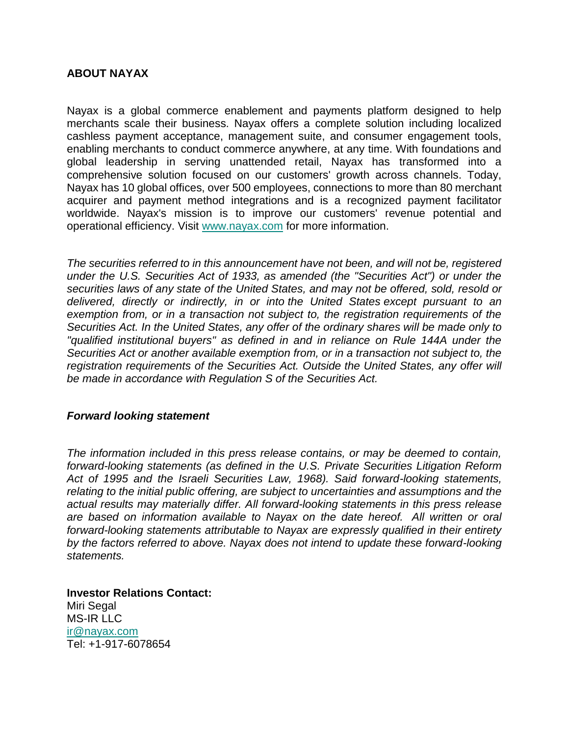**ABOUT NAYAX**

Nayax is a global commerce enablement and payments platform designed to help merchants scale their business. Nayax offers a complete solution including localized cashless payment acceptance, management suite, and consumer engagement tools, enabling merchants to conduct commerce anywhere, at any time. With foundations and global leadership in serving unattended retail, Nayax has transformed into a comprehensive solution focused on our customers' growth across channels. Today, Nayax has 10 global offices, over 500 employees, connections to more than 80 merchant acquirer and payment method integrations and is a recognized payment facilitator worldwide. Nayax's mission is to improve our customers' revenue potential and operational efficiency. Visit [www.nayax.com](http://www.nayax.com) for more information.

*The securities referred to in this announcement have not been, and will not be, registered under the U.S. Securities Act of 1933, as amended (the "Securities Act") or under the securities laws of any state of the United States, and may not be offered, sold, resold or delivered, directly or indirectly, in or into the United States except pursuant to an exemption from, or in a transaction not subject to, the registration requirements of the Securities Act. In the United States, any offer of the ordinary shares will be made only to "qualified institutional buyers" as defined in and in reliance on Rule 144A under the Securities Act or another available exemption from, or in a transaction not subject to, the registration requirements of the Securities Act. Outside the United States, any offer will be made in accordance with Regulation S of the Securities Act.*

***Forward looking statement***

*The information included in this press release contains, or may be deemed to contain, forward-looking statements (as defined in the U.S. Private Securities Litigation Reform Act of 1995 and the Israeli Securities Law, 1968). Said forward-looking statements, relating to the initial public offering, are subject to uncertainties and assumptions and the actual results may materially differ. All forward-looking statements in this press release are based on information available to Nayax on the date hereof. All written or oral forward-looking statements attributable to Nayax are expressly qualified in their entirety by the factors referred to above. Nayax does not intend to update these forward-looking statements.*

**Investor Relations Contact:**
Miri Segal
MS-IR LLC
[ir@nayax.com](mailto:ir@nayax.com)
Tel: +1-917-6078654